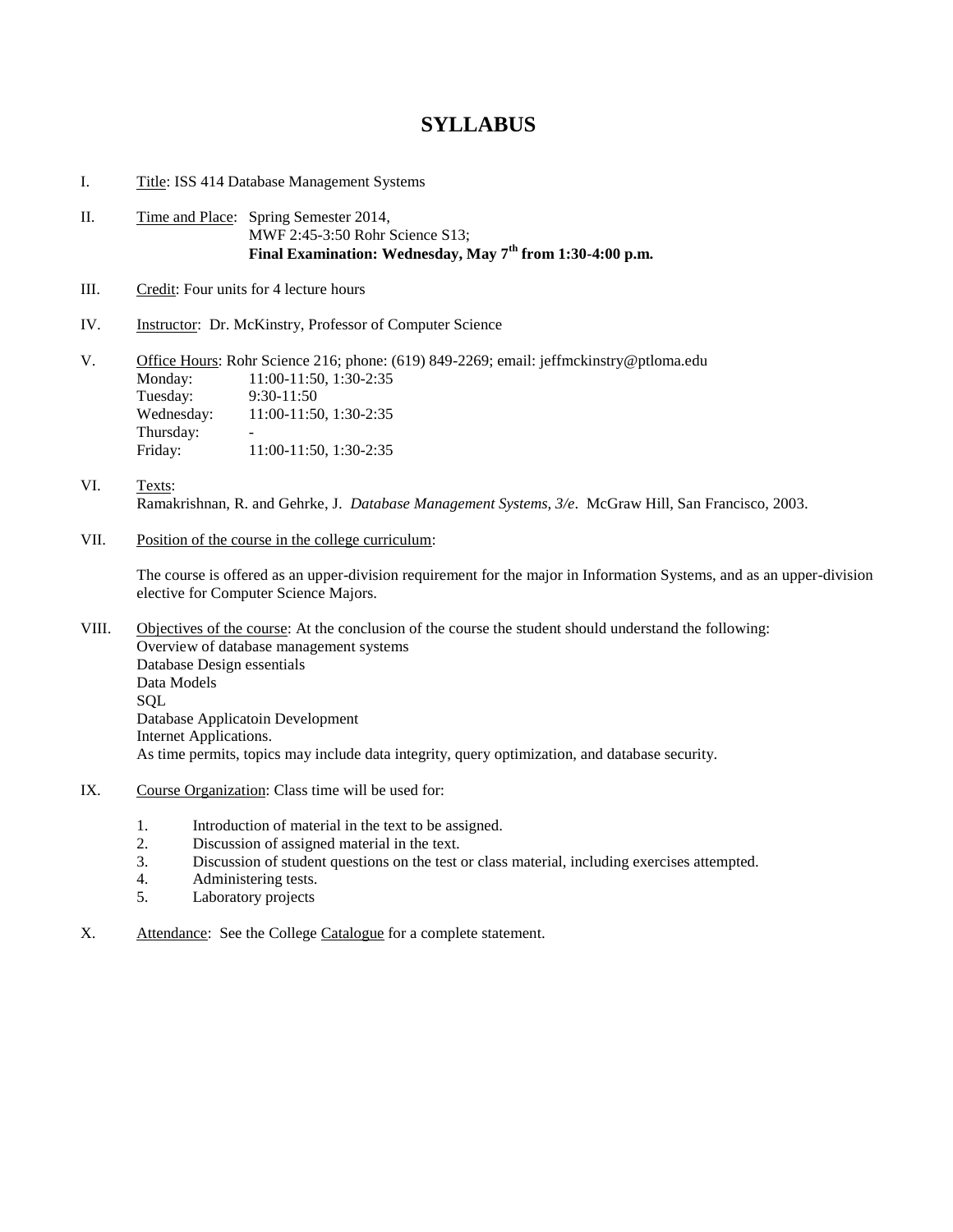# SYLLABUS

I. Title: ISS 414 Database Management Systems

II. Time and Place: Spring Semester 2014,
MWF 2:45-3:50 Rohr Science S13;
**Final Examination: Wednesday, May 7th from 1:30-4:00 p.m.**

III. Credit: Four units for 4 lecture hours

IV. Instructor: Dr. McKinstry, Professor of Computer Science

V. Office Hours: Rohr Science 216; phone: (619) 849-2269; email: jeffmckinstry@ptloma.edu

| | |
|---|---|
| Monday: | 11:00-11:50, 1:30-2:35 |
| Tuesday: | 9:30-11:50 |
| Wednesday: | 11:00-11:50, 1:30-2:35 |
| Thursday: | - |
| Friday: | 11:00-11:50, 1:30-2:35 |

VI. Texts:
Ramakrishnan, R. and Gehrke, J. *Database Management Systems, 3/e*. McGraw Hill, San Francisco, 2003.

VII. Position of the course in the college curriculum:

The course is offered as an upper-division requirement for the major in Information Systems, and as an upper-division elective for Computer Science Majors.

VIII. Objectives of the course: At the conclusion of the course the student should understand the following:
Overview of database management systems
Database Design essentials
Data Models
SQL
Database Applicatoin Development
Internet Applications.
As time permits, topics may include data integrity, query optimization, and database security.

IX. Course Organization: Class time will be used for:

1. Introduction of material in the text to be assigned.
2. Discussion of assigned material in the text.
3. Discussion of student questions on the test or class material, including exercises attempted.
4. Administering tests.
5. Laboratory projects

X. Attendance: See the College Catalogue for a complete statement.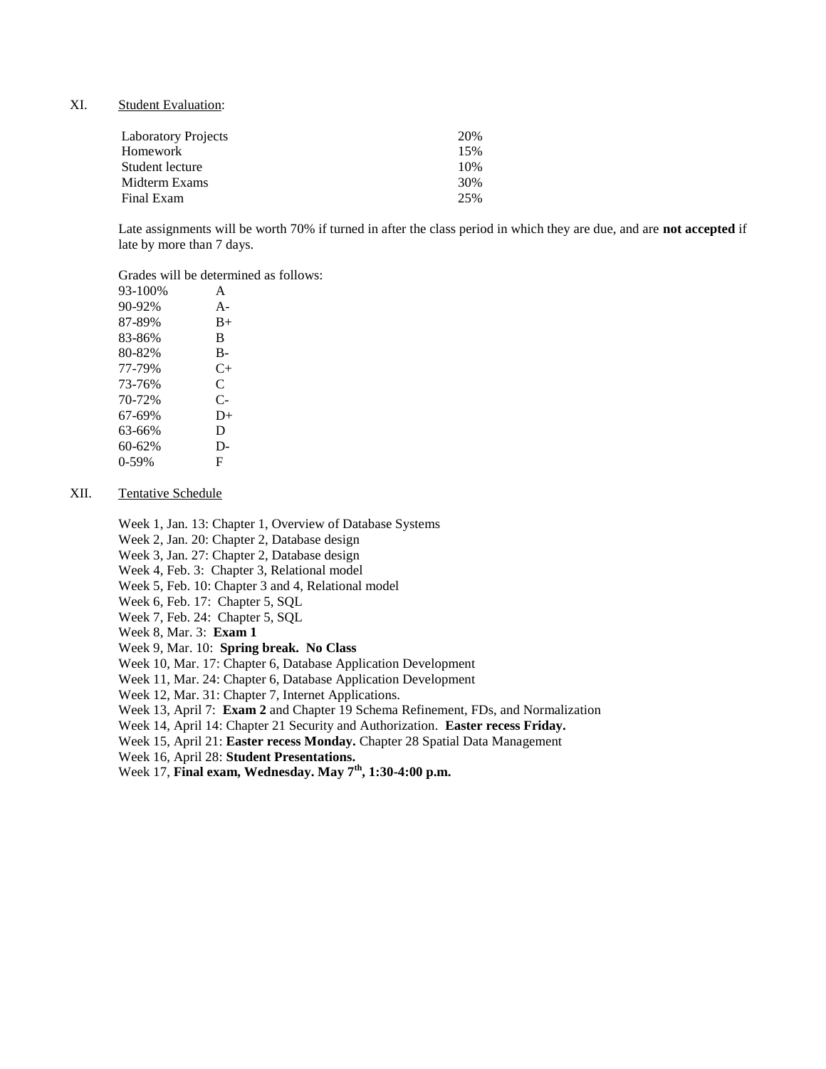## XI. Student Evaluation:

| | |
|---|---|
| Laboratory Projects | 20% |
| Homework | 15% |
| Student lecture | 10% |
| Midterm Exams | 30% |
| Final Exam | 25% |

Late assignments will be worth 70% if turned in after the class period in which they are due, and are **not accepted** if late by more than 7 days.

Grades will be determined as follows:

| | |
|---|---|
| 93-100% | A |
| 90-92% | A- |
| 87-89% | B+ |
| 83-86% | B |
| 80-82% | B- |
| 77-79% | C+ |
| 73-76% | C |
| 70-72% | C- |
| 67-69% | D+ |
| 63-66% | D |
| 60-62% | D- |
| 0-59% | F |

## XII. Tentative Schedule

Week 1, Jan. 13: Chapter 1, Overview of Database Systems
Week 2, Jan. 20: Chapter 2, Database design
Week 3, Jan. 27: Chapter 2, Database design
Week 4, Feb. 3: Chapter 3, Relational model
Week 5, Feb. 10: Chapter 3 and 4, Relational model
Week 6, Feb. 17: Chapter 5, SQL
Week 7, Feb. 24: Chapter 5, SQL
Week 8, Mar. 3: **Exam 1**
Week 9, Mar. 10: **Spring break. No Class**
Week 10, Mar. 17: Chapter 6, Database Application Development
Week 11, Mar. 24: Chapter 6, Database Application Development
Week 12, Mar. 31: Chapter 7, Internet Applications.
Week 13, April 7: **Exam 2** and Chapter 19 Schema Refinement, FDs, and Normalization
Week 14, April 14: Chapter 21 Security and Authorization. **Easter recess Friday.**
Week 15, April 21: **Easter recess Monday.** Chapter 28 Spatial Data Management
Week 16, April 28: **Student Presentations.**
Week 17, **Final exam, Wednesday. May 7th, 1:30-4:00 p.m.**